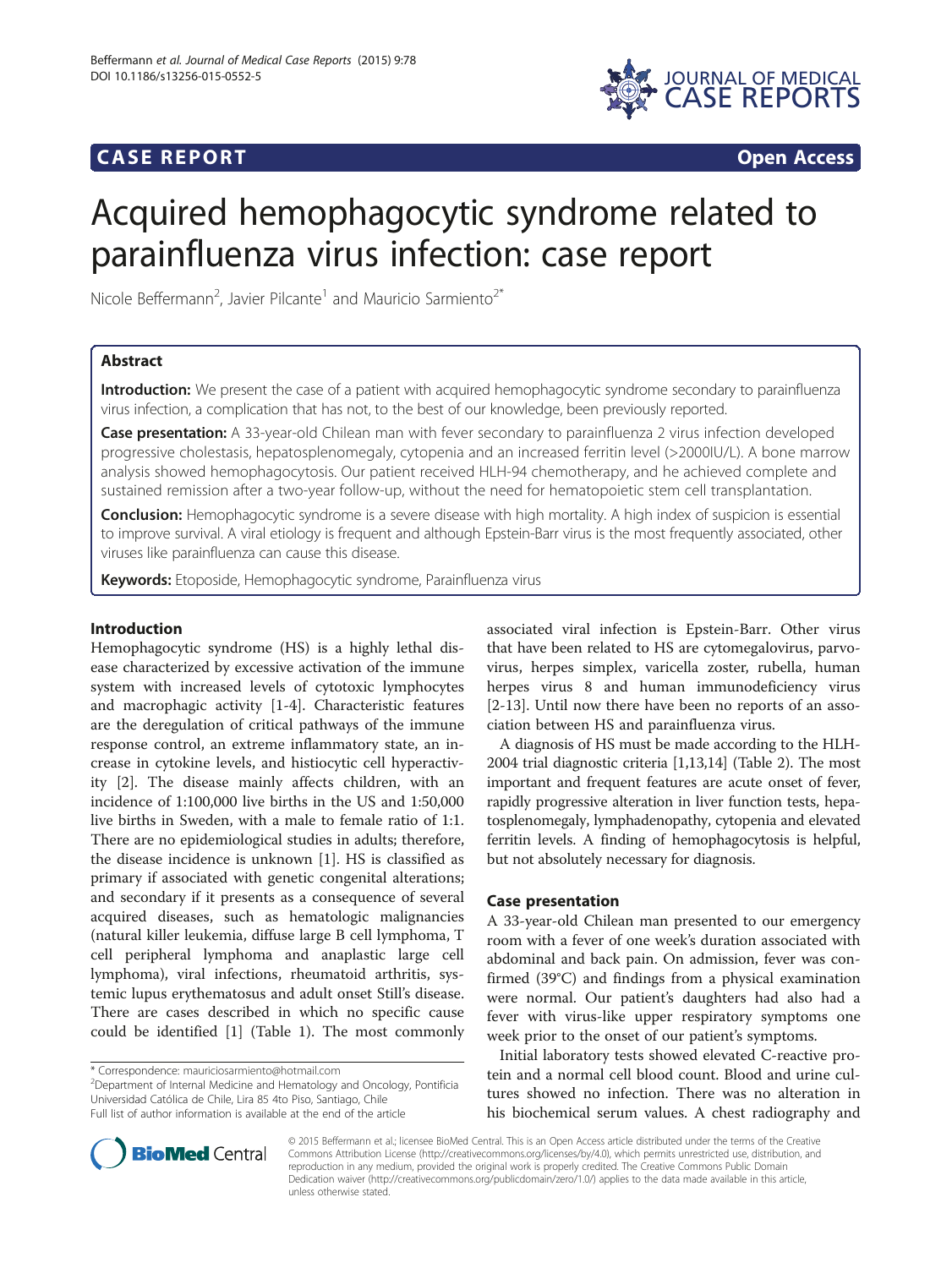**CASE REPORT** **Open Access**

# Acquired hemophagocytic syndrome related to parainfluenza virus infection: case report

Nicole Beffermann[2], Javier Pilcante[1] and Mauricio Sarmiento[2*]

## Abstract

**Introduction:** We present the case of a patient with acquired hemophagocytic syndrome secondary to parainfluenza virus infection, a complication that has not, to the best of our knowledge, been previously reported.

**Case presentation:** A 33-year-old Chilean man with fever secondary to parainfluenza 2 virus infection developed progressive cholestasis, hepatosplenomegaly, cytopenia and an increased ferritin level (>2000IU/L). A bone marrow analysis showed hemophagocytosis. Our patient received HLH-94 chemotherapy, and he achieved complete and sustained remission after a two-year follow-up, without the need for hematopoietic stem cell transplantation.

**Conclusion:** Hemophagocytic syndrome is a severe disease with high mortality. A high index of suspicion is essential to improve survival. A viral etiology is frequent and although Epstein-Barr virus is the most frequently associated, other viruses like parainfluenza can cause this disease.

**Keywords:** Etoposide, Hemophagocytic syndrome, Parainfluenza virus

## Introduction

Hemophagocytic syndrome (HS) is a highly lethal disease characterized by excessive activation of the immune system with increased levels of cytotoxic lymphocytes and macrophagic activity [1-4]. Characteristic features are the deregulation of critical pathways of the immune response control, an extreme inflammatory state, an increase in cytokine levels, and histiocytic cell hyperactivity [2]. The disease mainly affects children, with an incidence of 1:100,000 live births in the US and 1:50,000 live births in Sweden, with a male to female ratio of 1:1. There are no epidemiological studies in adults; therefore, the disease incidence is unknown [1]. HS is classified as primary if associated with genetic congenital alterations; and secondary if it presents as a consequence of several acquired diseases, such as hematologic malignancies (natural killer leukemia, diffuse large B cell lymphoma, T cell peripheral lymphoma and anaplastic large cell lymphoma), viral infections, rheumatoid arthritis, systemic lupus erythematosus and adult onset Still's disease. There are cases described in which no specific cause could be identified [1] (Table 1). The most commonly associated viral infection is Epstein-Barr. Other virus that have been related to HS are cytomegalovirus, parvovirus, herpes simplex, varicella zoster, rubella, human herpes virus 8 and human immunodeficiency virus [2-13]. Until now there have been no reports of an association between HS and parainfluenza virus.

A diagnosis of HS must be made according to the HLH-2004 trial diagnostic criteria [1,13,14] (Table 2). The most important and frequent features are acute onset of fever, rapidly progressive alteration in liver function tests, hepatosplenomegaly, lymphadenopathy, cytopenia and elevated ferritin levels. A finding of hemophagocytosis is helpful, but not absolutely necessary for diagnosis.

## Case presentation

A 33-year-old Chilean man presented to our emergency room with a fever of one week's duration associated with abdominal and back pain. On admission, fever was confirmed (39°C) and findings from a physical examination were normal. Our patient's daughters had also had a fever with virus-like upper respiratory symptoms one week prior to the onset of our patient's symptoms.

Initial laboratory tests showed elevated C-reactive protein and a normal cell blood count. Blood and urine cultures showed no infection. There was no alteration in his biochemical serum values. A chest radiography and

\* Correspondence: mauriciosarmiento@hotmail.com
[2]Department of Internal Medicine and Hematology and Oncology, Pontificia Universidad Católica de Chile, Lira 85 4to Piso, Santiago, Chile
Full list of author information is available at the end of the article

© 2015 Beffermann et al.; licensee BioMed Central. This is an Open Access article distributed under the terms of the Creative Commons Attribution License (http://creativecommons.org/licenses/by/4.0), which permits unrestricted use, distribution, and reproduction in any medium, provided the original work is properly credited. The Creative Commons Public Domain Dedication waiver (http://creativecommons.org/publicdomain/zero/1.0/) applies to the data made available in this article, unless otherwise stated.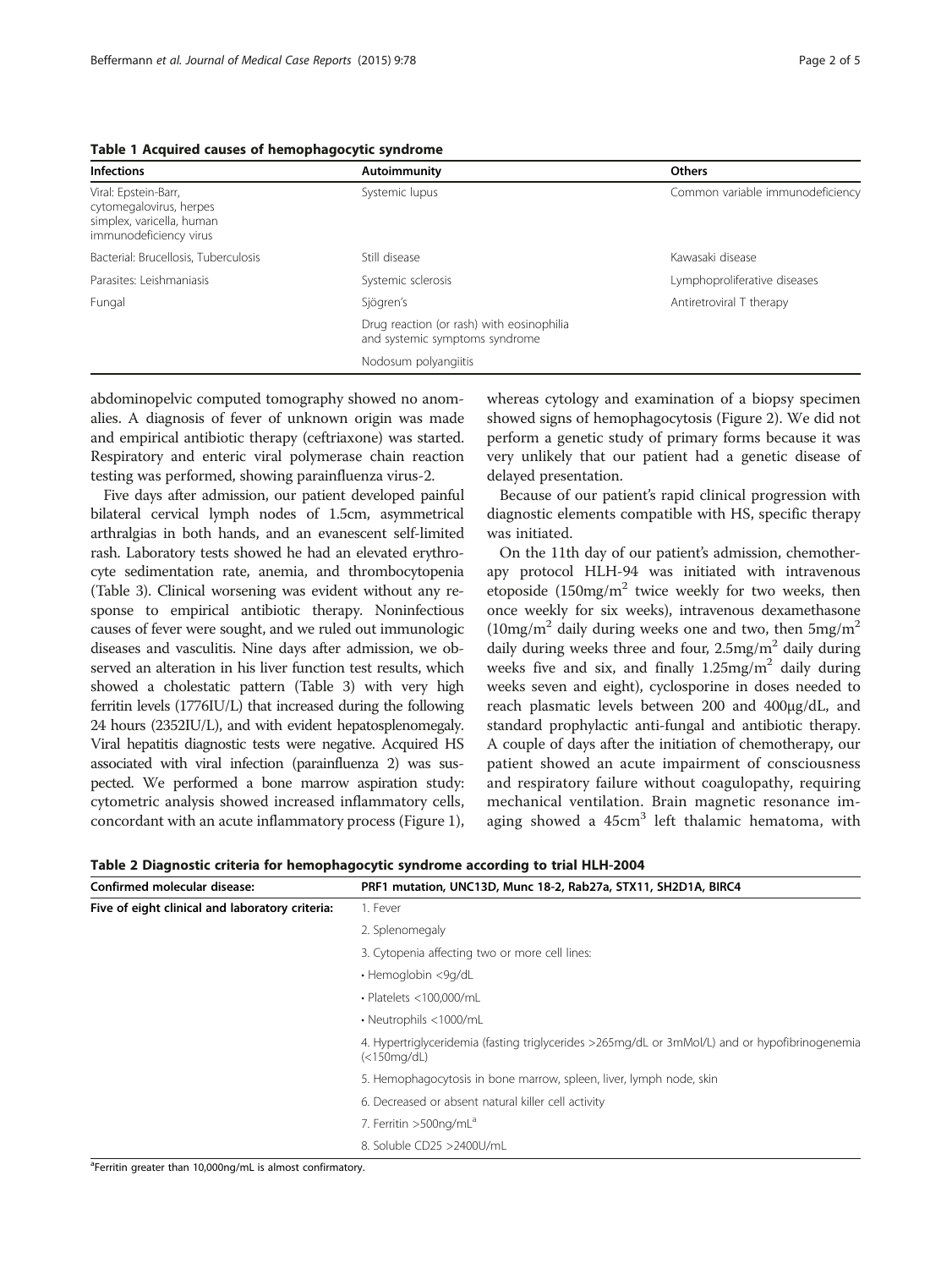**Table 1 Acquired causes of hemophagocytic syndrome**

| Infections | Autoimmunity | Others |
|---|---|---|
| Viral: Epstein-Barr, cytomegalovirus, herpes simplex, varicella, human immunodeficiency virus | Systemic lupus | Common variable immunodeficiency |
| Bacterial: Brucellosis, Tuberculosis | Still disease | Kawasaki disease |
| Parasites: Leishmaniasis | Systemic sclerosis | Lymphoproliferative diseases |
| Fungal | Sjögren's | Antiretroviral T therapy |
| | Drug reaction (or rash) with eosinophilia and systemic symptoms syndrome | |
| | Nodosum polyangiitis | |

abdominopelvic computed tomography showed no anomalies. A diagnosis of fever of unknown origin was made and empirical antibiotic therapy (ceftriaxone) was started. Respiratory and enteric viral polymerase chain reaction testing was performed, showing parainfluenza virus-2.

Five days after admission, our patient developed painful bilateral cervical lymph nodes of 1.5cm, asymmetrical arthralgias in both hands, and an evanescent self-limited rash. Laboratory tests showed he had an elevated erythrocyte sedimentation rate, anemia, and thrombocytopenia (Table 3). Clinical worsening was evident without any response to empirical antibiotic therapy. Noninfectious causes of fever were sought, and we ruled out immunologic diseases and vasculitis. Nine days after admission, we observed an alteration in his liver function test results, which showed a cholestatic pattern (Table 3) with very high ferritin levels (1776IU/L) that increased during the following 24 hours (2352IU/L), and with evident hepatosplenomegaly. Viral hepatitis diagnostic tests were negative. Acquired HS associated with viral infection (parainfluenza 2) was suspected. We performed a bone marrow aspiration study: cytometric analysis showed increased inflammatory cells, concordant with an acute inflammatory process (Figure 1), whereas cytology and examination of a biopsy specimen showed signs of hemophagocytosis (Figure 2). We did not perform a genetic study of primary forms because it was very unlikely that our patient had a genetic disease of delayed presentation.

Because of our patient's rapid clinical progression with diagnostic elements compatible with HS, specific therapy was initiated.

On the 11th day of our patient's admission, chemotherapy protocol HLH-94 was initiated with intravenous etoposide ($150mg/m^2$ twice weekly for two weeks, then once weekly for six weeks), intravenous dexamethasone ($10mg/m^2$ daily during weeks one and two, then $5mg/m^2$ daily during weeks three and four, $2.5mg/m^2$ daily during weeks five and six, and finally $1.25mg/m^2$ daily during weeks seven and eight), cyclosporine in doses needed to reach plasmatic levels between 200 and 400μg/dL, and standard prophylactic anti-fungal and antibiotic therapy. A couple of days after the initiation of chemotherapy, our patient showed an acute impairment of consciousness and respiratory failure without coagulopathy, requiring mechanical ventilation. Brain magnetic resonance imaging showed a $45cm^3$ left thalamic hematoma, with

**Table 2 Diagnostic criteria for hemophagocytic syndrome according to trial HLH-2004**

| Confirmed molecular disease: | PRF1 mutation, UNC13D, Munc 18-2, Rab27a, STX11, SH2D1A, BIRC4 |
|---|---|
| Five of eight clinical and laboratory criteria: | 1. Fever |
| | 2. Splenomegaly |
| | 3. Cytopenia affecting two or more cell lines: |
| | • Hemoglobin <9g/dL |
| | • Platelets <100,000/mL |
| | • Neutrophils <1000/mL |
| | 4. Hypertriglyceridemia (fasting triglycerides >265mg/dL or 3mMol/L) and or hypofibrinogenemia (<150mg/dL) |
| | 5. Hemophagocytosis in bone marrow, spleen, liver, lymph node, skin |
| | 6. Decreased or absent natural killer cell activity |
| | 7. Ferritin >500ng/mL[a] |
| | 8. Soluble CD25 >2400U/mL |

[a]Ferritin greater than 10,000ng/mL is almost confirmatory.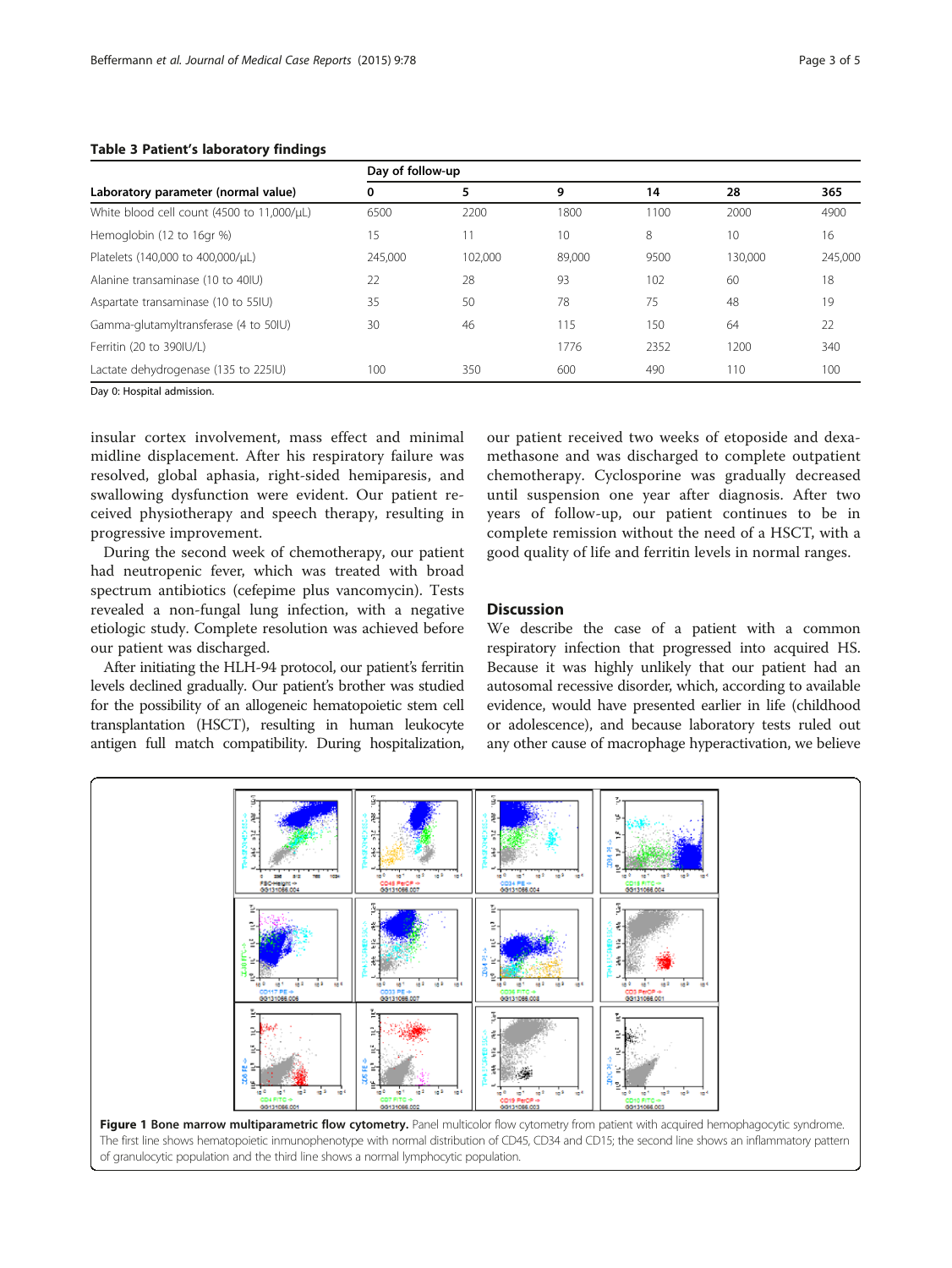**Table 3 Patient's laboratory findings**

| Laboratory parameter (normal value) | Day of follow-up | | | | | |
|---|---|---|---|---|---|---|
| | 0 | 5 | 9 | 14 | 28 | 365 |
| White blood cell count (4500 to 11,000/μL) | 6500 | 2200 | 1800 | 1100 | 2000 | 4900 |
| Hemoglobin (12 to 16gr %) | 15 | 11 | 10 | 8 | 10 | 16 |
| Platelets (140,000 to 400,000/μL) | 245,000 | 102,000 | 89,000 | 9500 | 130,000 | 245,000 |
| Alanine transaminase (10 to 40IU) | 22 | 28 | 93 | 102 | 60 | 18 |
| Aspartate transaminase (10 to 55IU) | 35 | 50 | 78 | 75 | 48 | 19 |
| Gamma-glutamyltransferase (4 to 50IU) | 30 | 46 | 115 | 150 | 64 | 22 |
| Ferritin (20 to 390IU/L) | | | 1776 | 2352 | 1200 | 340 |
| Lactate dehydrogenase (135 to 225IU) | 100 | 350 | 600 | 490 | 110 | 100 |

Day 0: Hospital admission.

insular cortex involvement, mass effect and minimal midline displacement. After his respiratory failure was resolved, global aphasia, right-sided hemiparesis, and swallowing dysfunction were evident. Our patient received physiotherapy and speech therapy, resulting in progressive improvement.

During the second week of chemotherapy, our patient had neutropenic fever, which was treated with broad spectrum antibiotics (cefepime plus vancomycin). Tests revealed a non-fungal lung infection, with a negative etiologic study. Complete resolution was achieved before our patient was discharged.

After initiating the HLH-94 protocol, our patient's ferritin levels declined gradually. Our patient's brother was studied for the possibility of an allogeneic hematopoietic stem cell transplantation (HSCT), resulting in human leukocyte antigen full match compatibility. During hospitalization, our patient received two weeks of etoposide and dexamethasone and was discharged to complete outpatient chemotherapy. Cyclosporine was gradually decreased until suspension one year after diagnosis. After two years of follow-up, our patient continues to be in complete remission without the need of a HSCT, with a good quality of life and ferritin levels in normal ranges.

## Discussion

We describe the case of a patient with a common respiratory infection that progressed into acquired HS. Because it was highly unlikely that our patient had an autosomal recessive disorder, which, according to available evidence, would have presented earlier in life (childhood or adolescence), and because laboratory tests ruled out any other cause of macrophage hyperactivation, we believe

**Figure 1 Bone marrow multiparametric flow cytometry.** Panel multicolor flow cytometry from patient with acquired hemophagocytic syndrome. The first line shows hematopoietic inmunophenotype with normal distribution of CD45, CD34 and CD15; the second line shows an inflammatory pattern of granulocytic population and the third line shows a normal lymphocytic population.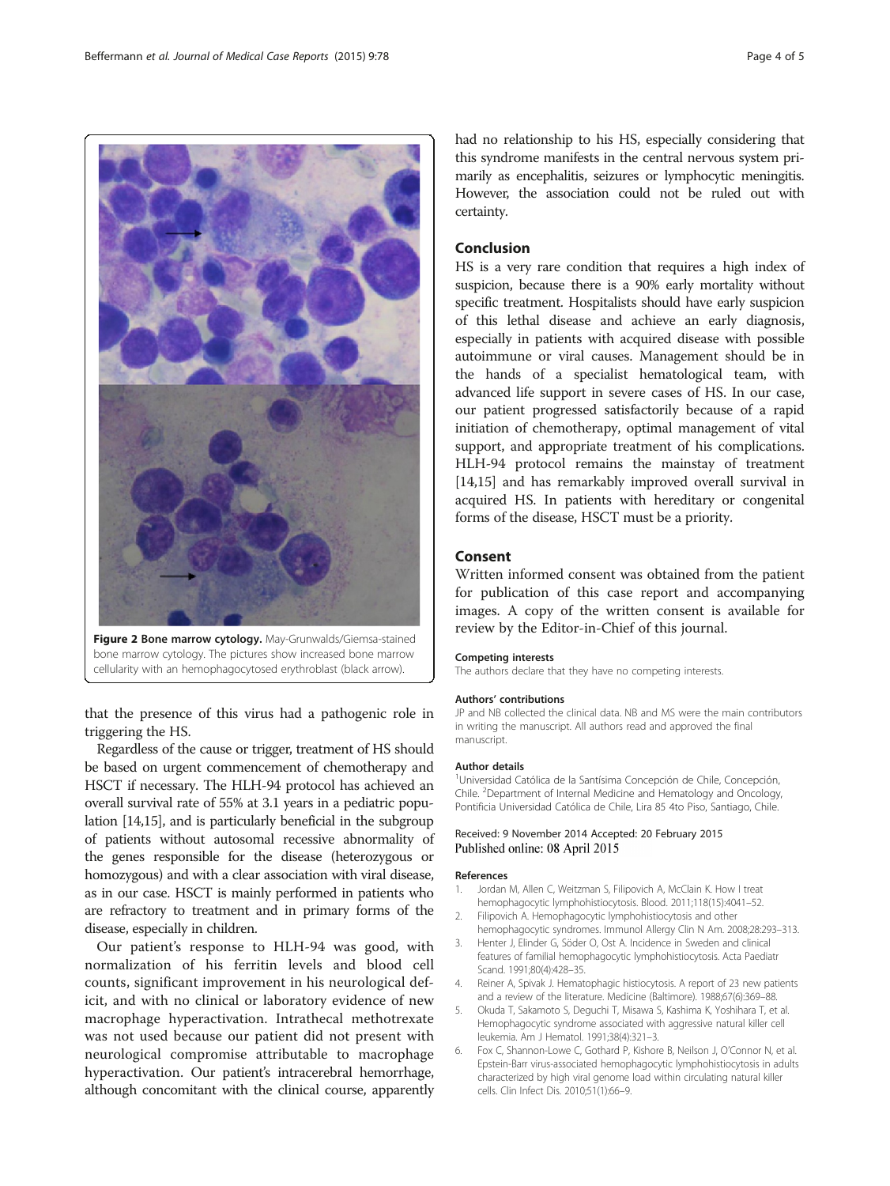Figure 2 Bone marrow cytology. May-Grunwalds/Giemsa-stained bone marrow cytology. The pictures show increased bone marrow cellularity with an hemophagocytosed erythroblast (black arrow).

that the presence of this virus had a pathogenic role in triggering the HS.

Regardless of the cause or trigger, treatment of HS should be based on urgent commencement of chemotherapy and HSCT if necessary. The HLH-94 protocol has achieved an overall survival rate of 55% at 3.1 years in a pediatric population [14,15], and is particularly beneficial in the subgroup of patients without autosomal recessive abnormality of the genes responsible for the disease (heterozygous or homozygous) and with a clear association with viral disease, as in our case. HSCT is mainly performed in patients who are refractory to treatment and in primary forms of the disease, especially in children.

Our patient's response to HLH-94 was good, with normalization of his ferritin levels and blood cell counts, significant improvement in his neurological deficit, and with no clinical or laboratory evidence of new macrophage hyperactivation. Intrathecal methotrexate was not used because our patient did not present with neurological compromise attributable to macrophage hyperactivation. Our patient's intracerebral hemorrhage, although concomitant with the clinical course, apparently had no relationship to his HS, especially considering that this syndrome manifests in the central nervous system primarily as encephalitis, seizures or lymphocytic meningitis. However, the association could not be ruled out with certainty.

## Conclusion

HS is a very rare condition that requires a high index of suspicion, because there is a 90% early mortality without specific treatment. Hospitalists should have early suspicion of this lethal disease and achieve an early diagnosis, especially in patients with acquired disease with possible autoimmune or viral causes. Management should be in the hands of a specialist hematological team, with advanced life support in severe cases of HS. In our case, our patient progressed satisfactorily because of a rapid initiation of chemotherapy, optimal management of vital support, and appropriate treatment of his complications. HLH-94 protocol remains the mainstay of treatment [14,15] and has remarkably improved overall survival in acquired HS. In patients with hereditary or congenital forms of the disease, HSCT must be a priority.

## Consent

Written informed consent was obtained from the patient for publication of this case report and accompanying images. A copy of the written consent is available for review by the Editor-in-Chief of this journal.

#### Competing interests

The authors declare that they have no competing interests.

#### Authors' contributions

JP and NB collected the clinical data. NB and MS were the main contributors in writing the manuscript. All authors read and approved the final manuscript.

#### Author details

[1]Universidad Católica de la Santísima Concepción de Chile, Concepción, Chile. [2]Department of Internal Medicine and Hematology and Oncology, Pontificia Universidad Católica de Chile, Lira 85 4to Piso, Santiago, Chile.

Received: 9 November 2014 Accepted: 20 February 2015
Published online: 08 April 2015

#### References

1. Jordan M, Allen C, Weitzman S, Filipovich A, McClain K. How I treat hemophagocytic lymphohistiocytosis. Blood. 2011;118(15):4041–52.
2. Filipovich A. Hemophagocytic lymphohistiocytosis and other hemophagocytic syndromes. Immunol Allergy Clin N Am. 2008;28:293–313.
3. Henter J, Elinder G, Söder O, Ost A. Incidence in Sweden and clinical features of familial hemophagocytic lymphohistiocytosis. Acta Paediatr Scand. 1991;80(4):428–35.
4. Reiner A, Spivak J. Hematophagic histiocytosis. A report of 23 new patients and a review of the literature. Medicine (Baltimore). 1988;67(6):369–88.
5. Okuda T, Sakamoto S, Deguchi T, Misawa S, Kashima K, Yoshihara T, et al. Hemophagocytic syndrome associated with aggressive natural killer cell leukemia. Am J Hematol. 1991;38(4):321–3.
6. Fox C, Shannon-Lowe C, Gothard P, Kishore B, Neilson J, O'Connor N, et al. Epstein-Barr virus-associated hemophagocytic lymphohistiocytosis in adults characterized by high viral genome load within circulating natural killer cells. Clin Infect Dis. 2010;51(1):66–9.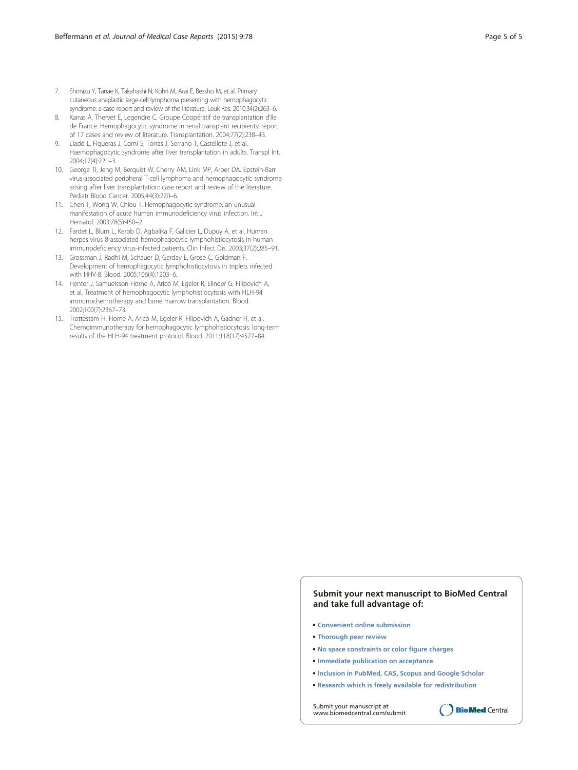7. Shimizu Y, Tanae K, Takahashi N, Kohri M, Arai E, Bessho M, et al. Primary cutaneous anaplastic large-cell lymphoma presenting with hemophagocytic syndrome: a case report and review of the literature. Leuk Res. 2010;34(2):263–6.
8. Karras A, Thervet E, Legendre C. Groupe Coopératif de transplantation d'Ile de France. Hemophagocytic syndrome in renal transplant recipients: report of 17 cases and review of literature. Transplantation. 2004;77(2):238–43.
9. Lladó L, Figueras J, Comí S, Torras J, Serrano T, Castellote J, et al. Haemophagocytic syndrome after liver transplantation in adults. Transpl Int. 2004;17(4):221–3.
10. George TI, Jeng M, Berquist W, Cherry AM, Link MP, Arber DA. Epstein-Barr virus-associated peripheral T-cell lymphoma and hemophagocytic syndrome arising after liver transplantation: case report and review of the literature. Pediatr Blood Cancer. 2005;44(3):270–6.
11. Chen T, Wong W, Chiou T. Hemophagocytic syndrome: an unusual manifestation of acute human immunodeficiency virus infection. Int J Hematol. 2003;78(5):450–2.
12. Fardet L, Blum L, Kerob D, Agbalika F, Galicier L, Dupuy A, et al. Human herpes virus 8-associated hemophagocytic lymphohistiocytosis in human immunodeficiency virus-infected patients. Clin Infect Dis. 2003;37(2):285–91.
13. Grossman J, Radhi M, Schauer D, Gerday E, Grose C, Goldman F. Development of hemophagocytic lymphohistiocytosis in triplets infected with HHV-8. Blood. 2005;106(4):1203–6.
14. Henter J, Samuelsson-Horne A, Aricò M, Egeler R, Elinder G, Filipovich A, et al. Treatment of hemophagocytic lymphohistiocytosis with HLH-94 immunochemotherapy and bone marrow transplantation. Blood. 2002;100(7):2367–73.
15. Trottestam H, Horne A, Aricò M, Egeler R, Filipovich A, Gadner H, et al. Chemoimmunotherapy for hemophagocytic lymphohistiocytosis: long-term results of the HLH-94 treatment protocol. Blood. 2011;118(17):4577–84.

**Submit your next manuscript to BioMed Central and take full advantage of:**

- **Convenient online submission**
- **Thorough peer review**
- **No space constraints or color figure charges**
- **Immediate publication on acceptance**
- **Inclusion in PubMed, CAS, Scopus and Google Scholar**
- **Research which is freely available for redistribution**

Submit your manuscript at
www.biomedcentral.com/submit

BioMed Central